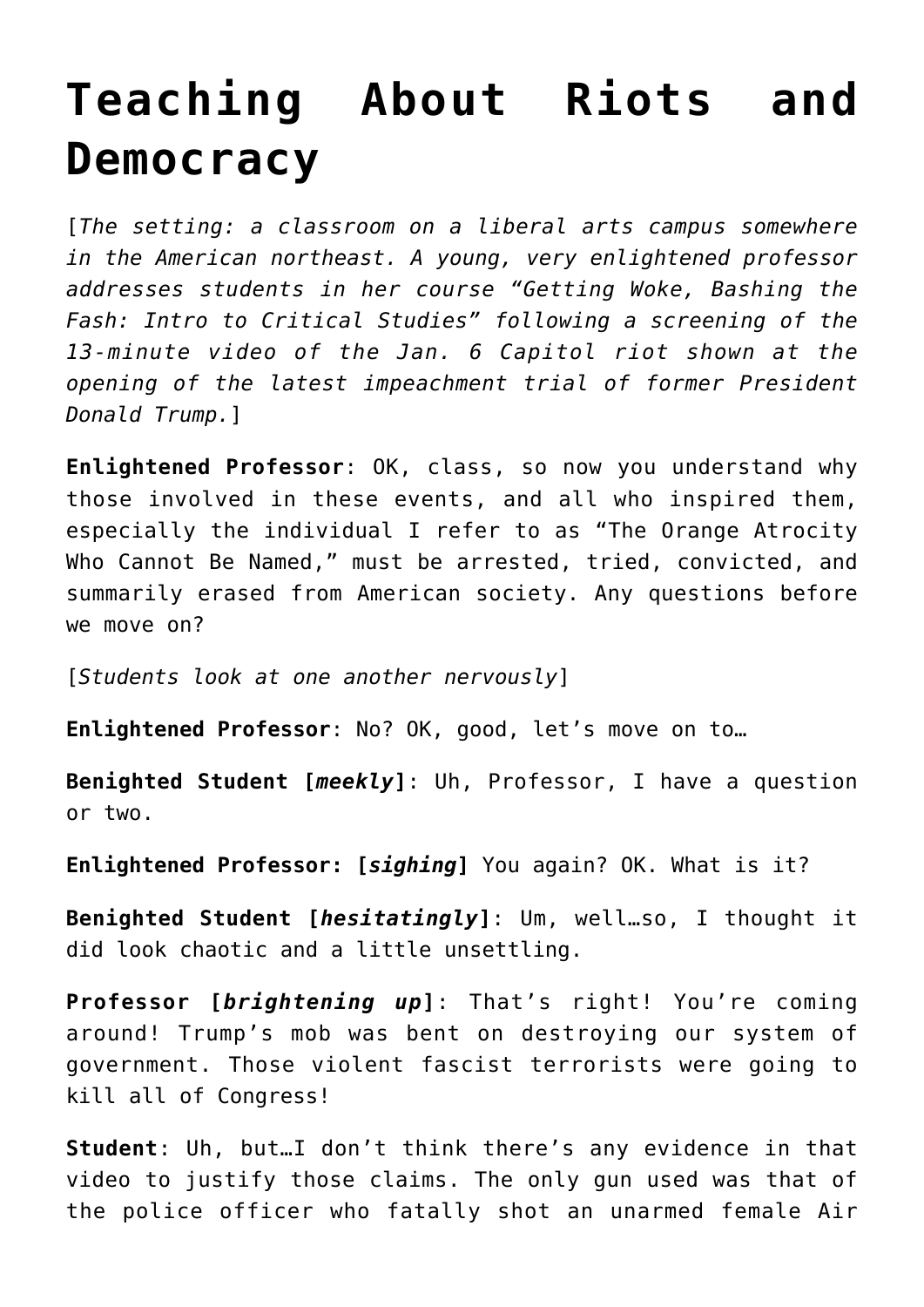# Teaching About Riots and Democracy

[*The setting: a classroom on a liberal arts campus somewhere in the American northeast. A young, very enlightened professor addresses students in her course "Getting Woke, Bashing the Fash: Intro to Critical Studies" following a screening of the 13-minute video of the Jan. 6 Capitol riot shown at the opening of the latest impeachment trial of former President Donald Trump.*]

**Enlightened Professor**: OK, class, so now you understand why those involved in these events, and all who inspired them, especially the individual I refer to as "The Orange Atrocity Who Cannot Be Named," must be arrested, tried, convicted, and summarily erased from American society. Any questions before we move on?

[*Students look at one another nervously*]

**Enlightened Professor**: No? OK, good, let's move on to…

**Benighted Student [*meekly*]**: Uh, Professor, I have a question or two.

**Enlightened Professor: [*sighing*]** You again? OK. What is it?

**Benighted Student [*hesitatingly*]**: Um, well…so, I thought it did look chaotic and a little unsettling.

**Professor [*brightening up*]**: That's right! You're coming around! Trump's mob was bent on destroying our system of government. Those violent fascist terrorists were going to kill all of Congress!

**Student**: Uh, but…I don't think there's any evidence in that video to justify those claims. The only gun used was that of the police officer who fatally shot an unarmed female Air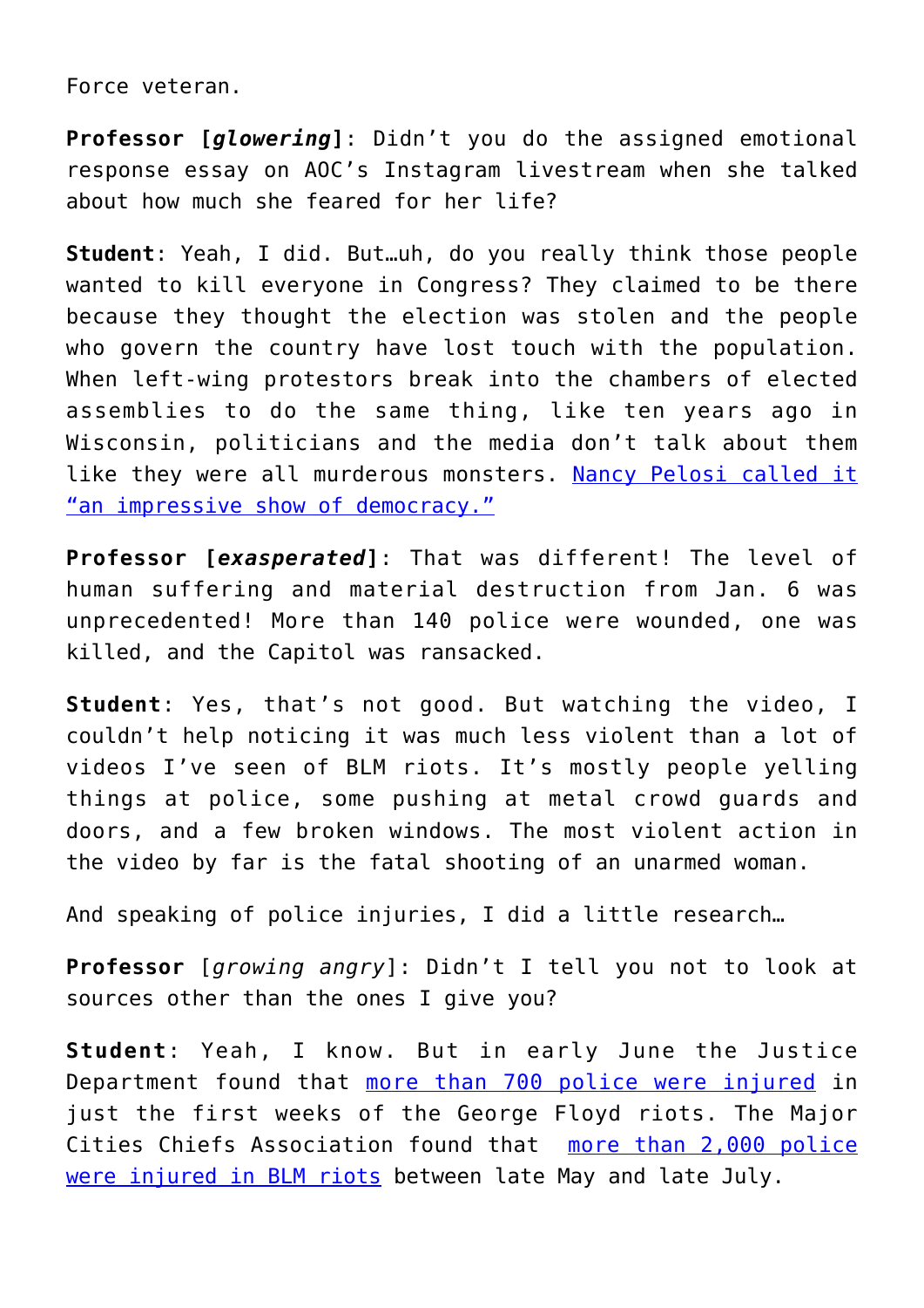Force veteran.

**Professor [*glowering*]**: Didn't you do the assigned emotional response essay on AOC's Instagram livestream when she talked about how much she feared for her life?

**Student**: Yeah, I did. But…uh, do you really think those people wanted to kill everyone in Congress? They claimed to be there because they thought the election was stolen and the people who govern the country have lost touch with the population. When left-wing protestors break into the chambers of elected assemblies to do the same thing, like ten years ago in Wisconsin, politicians and the media don't talk about them like they were all murderous monsters. Nancy Pelosi called it "an impressive show of democracy."

**Professor [*exasperated*]**: That was different! The level of human suffering and material destruction from Jan. 6 was unprecedented! More than 140 police were wounded, one was killed, and the Capitol was ransacked.

**Student**: Yes, that's not good. But watching the video, I couldn't help noticing it was much less violent than a lot of videos I've seen of BLM riots. It's mostly people yelling things at police, some pushing at metal crowd guards and doors, and a few broken windows. The most violent action in the video by far is the fatal shooting of an unarmed woman.

And speaking of police injuries, I did a little research…

**Professor** [*growing angry*]: Didn't I tell you not to look at sources other than the ones I give you?

**Student**: Yeah, I know. But in early June the Justice Department found that more than 700 police were injured in just the first weeks of the George Floyd riots. The Major Cities Chiefs Association found that more than 2,000 police were injured in BLM riots between late May and late July.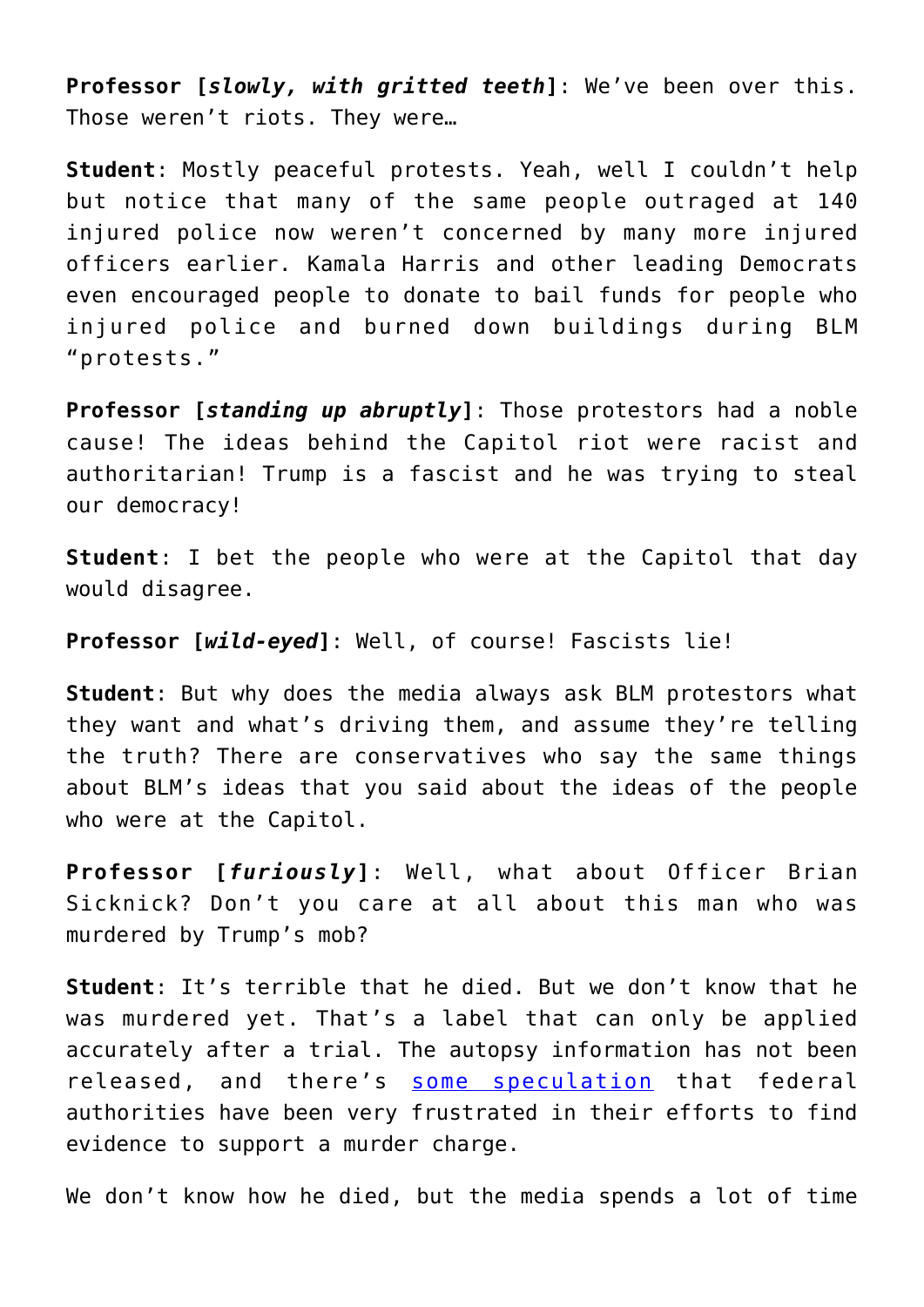**Professor [*slowly, with gritted teeth*]**: We've been over this. Those weren't riots. They were…

**Student**: Mostly peaceful protests. Yeah, well I couldn't help but notice that many of the same people outraged at 140 injured police now weren't concerned by many more injured officers earlier. Kamala Harris and other leading Democrats even encouraged people to donate to bail funds for people who injured police and burned down buildings during BLM "protests."

**Professor [*standing up abruptly*]**: Those protestors had a noble cause! The ideas behind the Capitol riot were racist and authoritarian! Trump is a fascist and he was trying to steal our democracy!

**Student**: I bet the people who were at the Capitol that day would disagree.

**Professor [*wild-eyed*]**: Well, of course! Fascists lie!

**Student**: But why does the media always ask BLM protestors what they want and what's driving them, and assume they're telling the truth? There are conservatives who say the same things about BLM's ideas that you said about the ideas of the people who were at the Capitol.

**Professor [*furiously*]**: Well, what about Officer Brian Sicknick? Don't you care at all about this man who was murdered by Trump's mob?

**Student**: It's terrible that he died. But we don't know that he was murdered yet. That's a label that can only be applied accurately after a trial. The autopsy information has not been released, and there's some speculation that federal authorities have been very frustrated in their efforts to find evidence to support a murder charge.

We don't know how he died, but the media spends a lot of time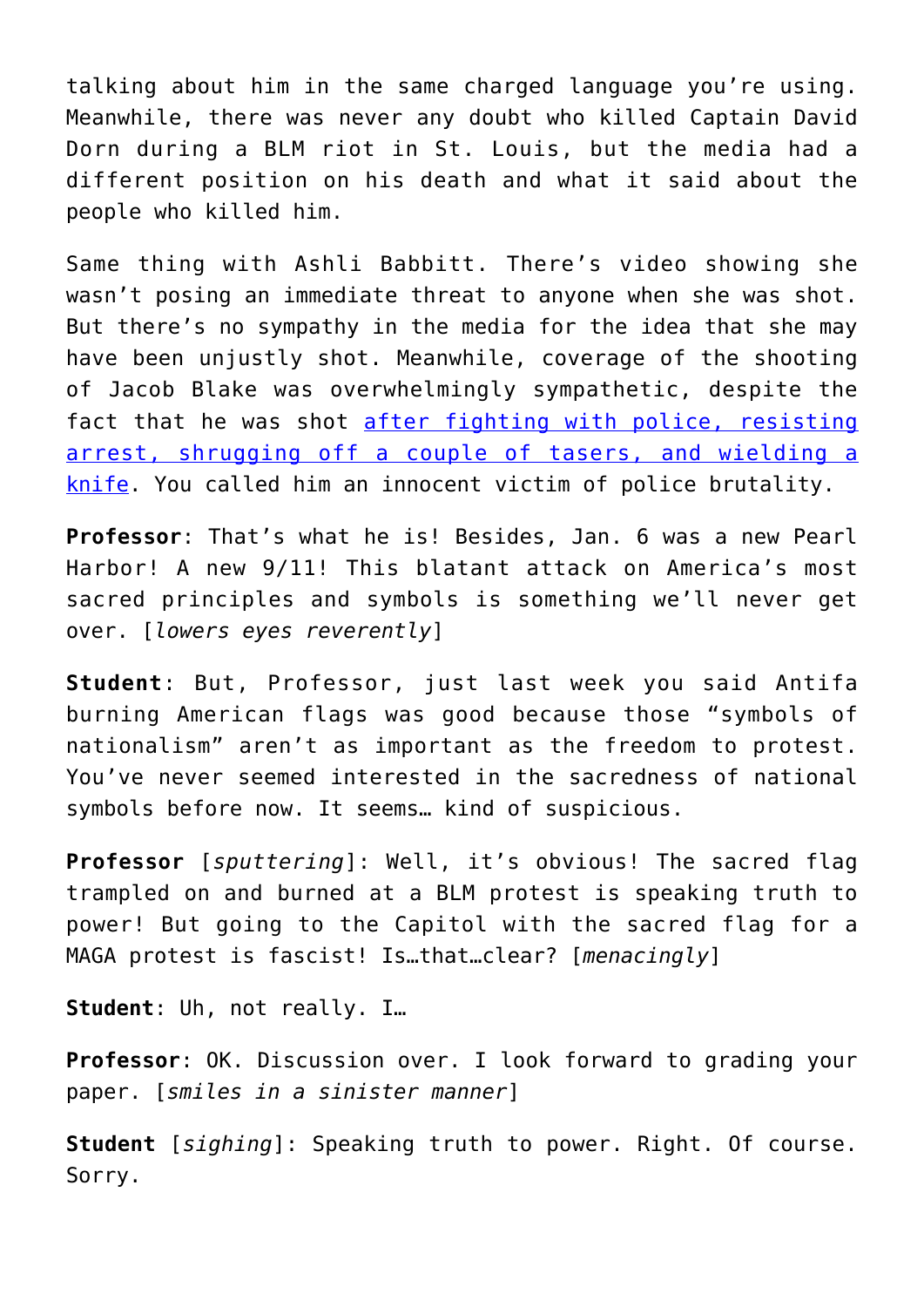talking about him in the same charged language you're using. Meanwhile, there was never any doubt who killed Captain David Dorn during a BLM riot in St. Louis, but the media had a different position on his death and what it said about the people who killed him.

Same thing with Ashli Babbitt. There's video showing she wasn't posing an immediate threat to anyone when she was shot. But there's no sympathy in the media for the idea that she may have been unjustly shot. Meanwhile, coverage of the shooting of Jacob Blake was overwhelmingly sympathetic, despite the fact that he was shot after fighting with police, resisting arrest, shrugging off a couple of tasers, and wielding a knife. You called him an innocent victim of police brutality.

**Professor**: That's what he is! Besides, Jan. 6 was a new Pearl Harbor! A new 9/11! This blatant attack on America's most sacred principles and symbols is something we'll never get over. [*lowers eyes reverently*]

**Student**: But, Professor, just last week you said Antifa burning American flags was good because those "symbols of nationalism" aren't as important as the freedom to protest. You've never seemed interested in the sacredness of national symbols before now. It seems… kind of suspicious.

**Professor** [*sputtering*]: Well, it's obvious! The sacred flag trampled on and burned at a BLM protest is speaking truth to power! But going to the Capitol with the sacred flag for a MAGA protest is fascist! Is…that…clear? [*menacingly*]

**Student**: Uh, not really. I…

**Professor**: OK. Discussion over. I look forward to grading your paper. [*smiles in a sinister manner*]

**Student** [*sighing*]: Speaking truth to power. Right. Of course. Sorry.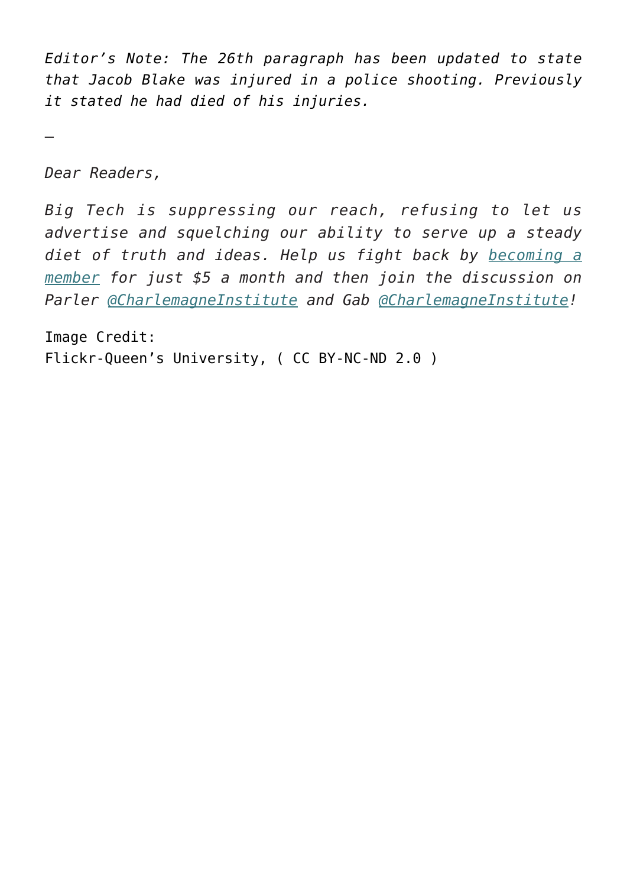*Editor's Note: The 26th paragraph has been updated to state that Jacob Blake was injured in a police shooting. Previously it stated he had died of his injuries.*

—

*Dear Readers,*

*Big Tech is suppressing our reach, refusing to let us advertise and squelching our ability to serve up a steady diet of truth and ideas. Help us fight back by [becoming a member]() for just $5 a month and then join the discussion on Parler [@CharlemagneInstitute]() and Gab [@CharlemagneInstitute]()!*

Image Credit:
Flickr-Queen's University, ( CC BY-NC-ND 2.0 )